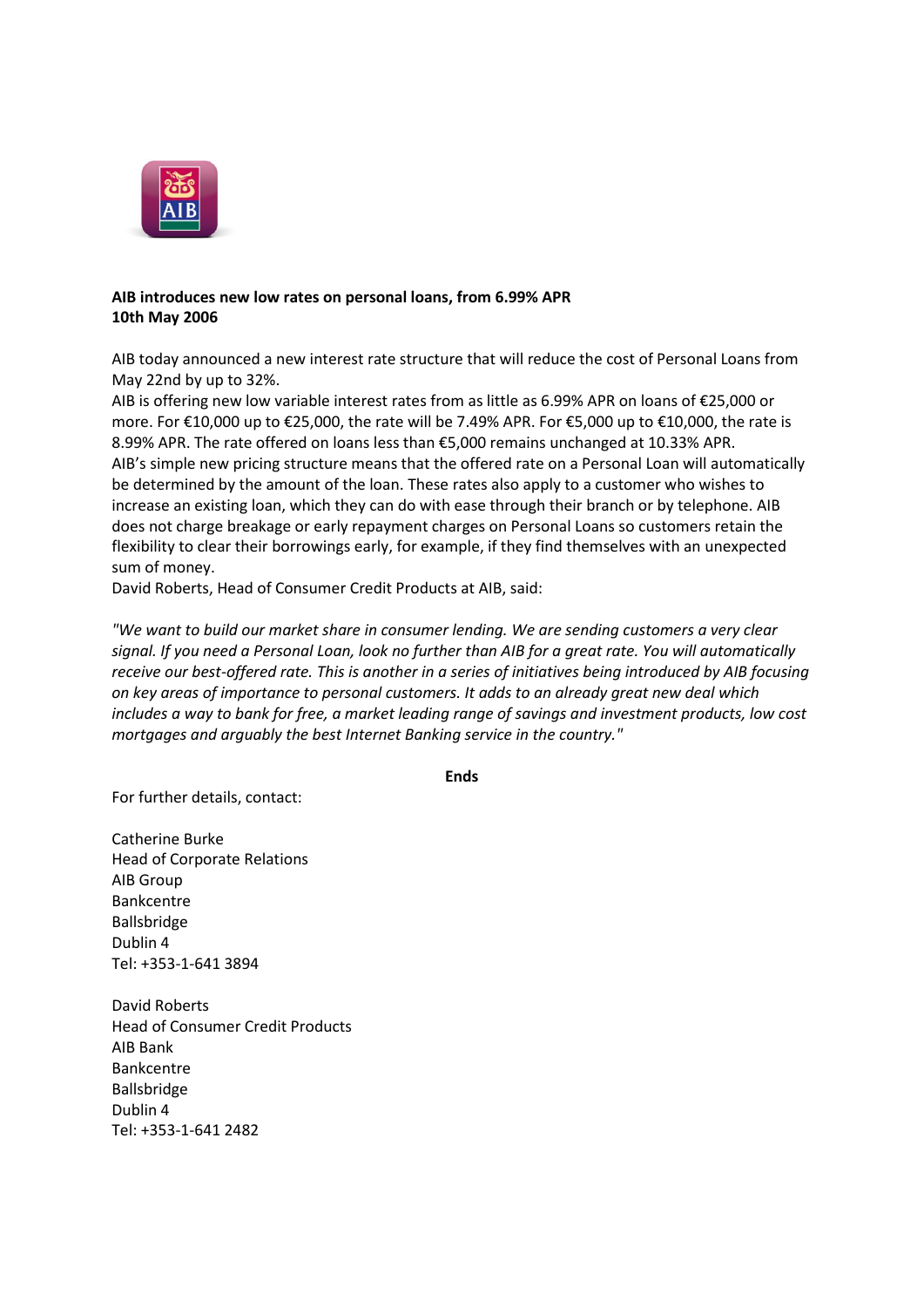**AIB introduces new low rates on personal loans, from 6.99% APR**
**10th May 2006**

AIB today announced a new interest rate structure that will reduce the cost of Personal Loans from May 22nd by up to 32%.
AIB is offering new low variable interest rates from as little as 6.99% APR on loans of €25,000 or more. For €10,000 up to €25,000, the rate will be 7.49% APR. For €5,000 up to €10,000, the rate is 8.99% APR. The rate offered on loans less than €5,000 remains unchanged at 10.33% APR.
AIB's simple new pricing structure means that the offered rate on a Personal Loan will automatically be determined by the amount of the loan. These rates also apply to a customer who wishes to increase an existing loan, which they can do with ease through their branch or by telephone. AIB does not charge breakage or early repayment charges on Personal Loans so customers retain the flexibility to clear their borrowings early, for example, if they find themselves with an unexpected sum of money.
David Roberts, Head of Consumer Credit Products at AIB, said:

*"We want to build our market share in consumer lending. We are sending customers a very clear signal. If you need a Personal Loan, look no further than AIB for a great rate. You will automatically receive our best-offered rate. This is another in a series of initiatives being introduced by AIB focusing on key areas of importance to personal customers. It adds to an already great new deal which includes a way to bank for free, a market leading range of savings and investment products, low cost mortgages and arguably the best Internet Banking service in the country."*

**Ends**

For further details, contact:

Catherine Burke
Head of Corporate Relations
AIB Group
Bankcentre
Ballsbridge
Dublin 4
Tel: +353-1-641 3894

David Roberts
Head of Consumer Credit Products
AIB Bank
Bankcentre
Ballsbridge
Dublin 4
Tel: +353-1-641 2482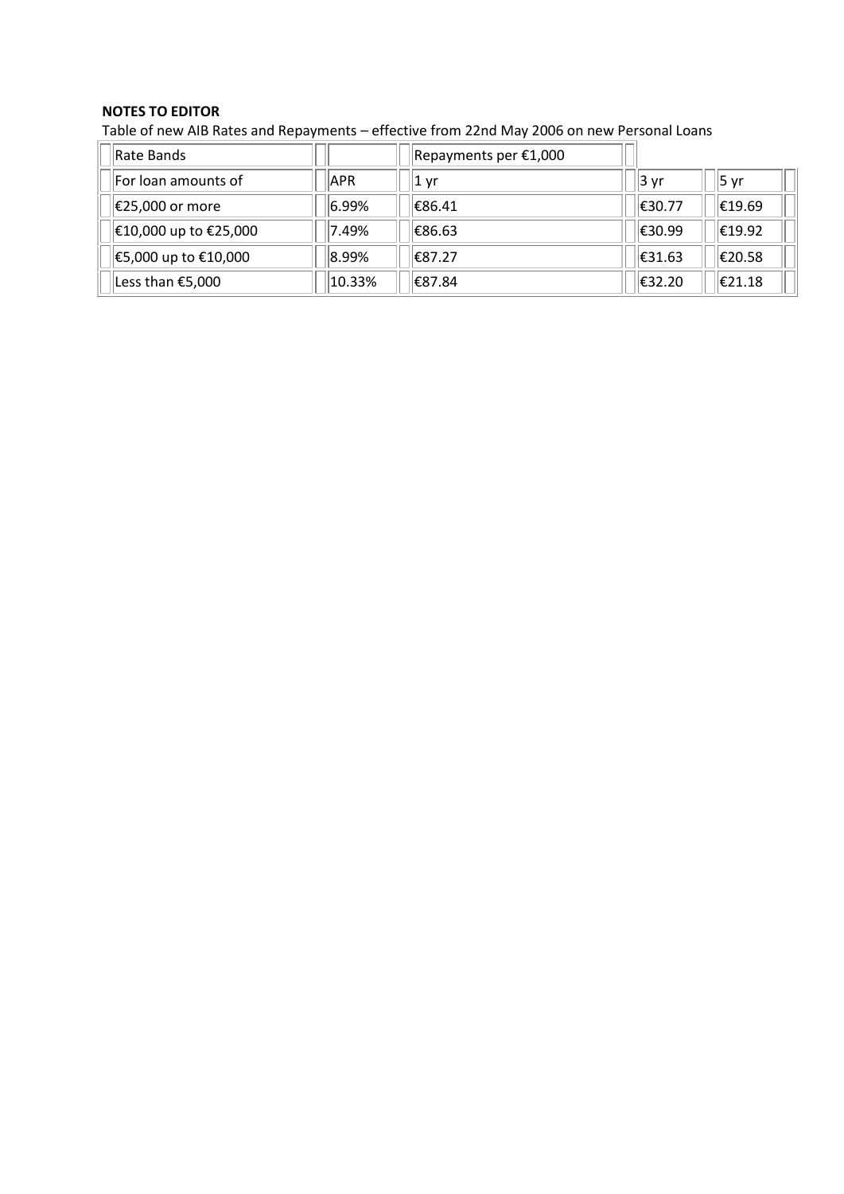**NOTES TO EDITOR**

Table of new AIB Rates and Repayments – effective from 22nd May 2006 on new Personal Loans

| Rate Bands | | Repayments per €1,000 | | |
|---|---|---|---|---|
| For loan amounts of | APR | 1 yr | 3 yr | 5 yr |
| €25,000 or more | 6.99% | €86.41 | €30.77 | €19.69 |
| €10,000 up to €25,000 | 7.49% | €86.63 | €30.99 | €19.92 |
| €5,000 up to €10,000 | 8.99% | €87.27 | €31.63 | €20.58 |
| Less than €5,000 | 10.33% | €87.84 | €32.20 | €21.18 |